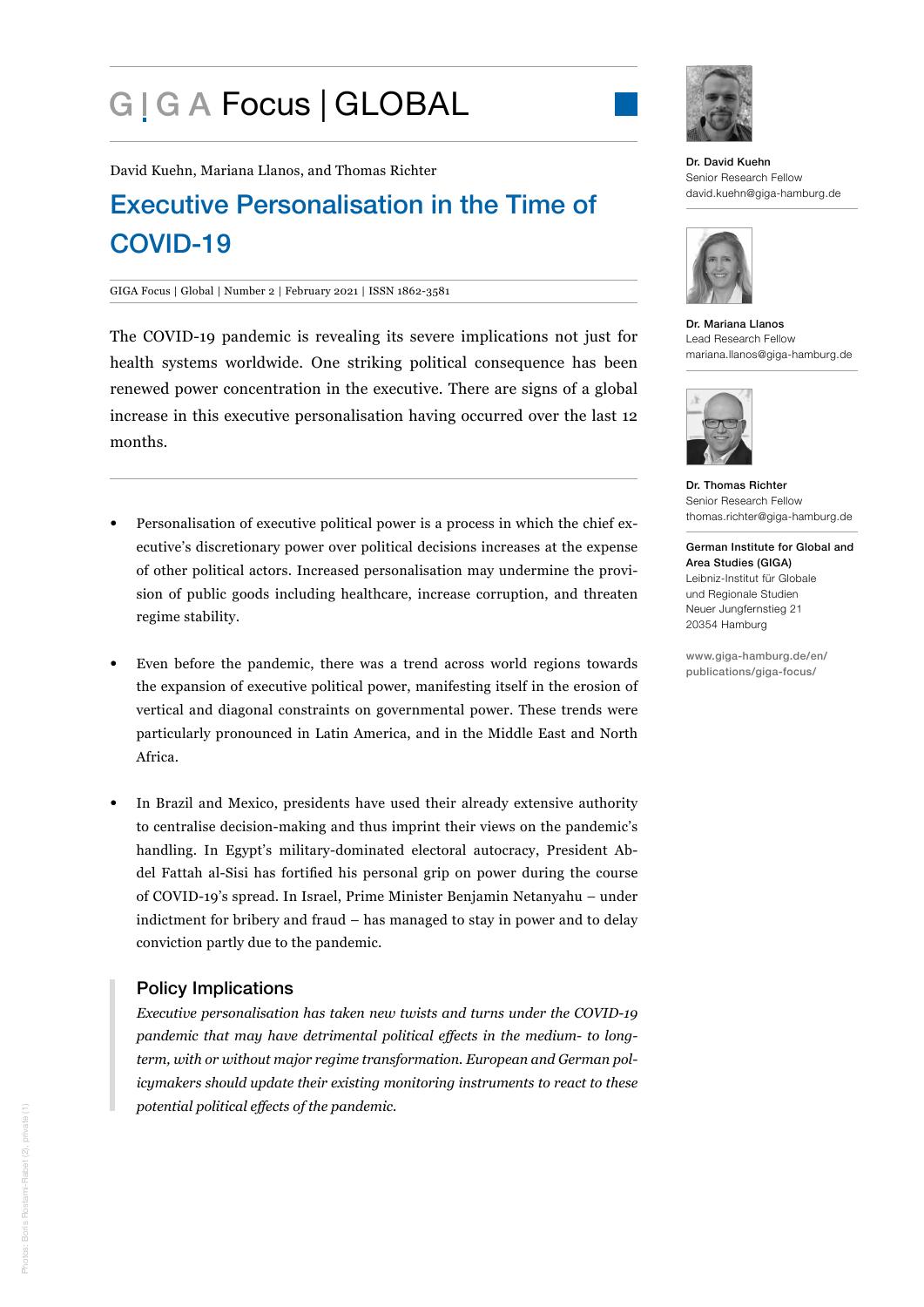# GIGA Focus | GLOBAL

David Kuehn, Mariana Llanos, and Thomas Richter

## Executive Personalisation in the Time of COVID-19

GIGA Focus | Global | Number 2 | February 2021 | ISSN 1862-3581

The COVID-19 pandemic is revealing its severe implications not just for health systems worldwide. One striking political consequence has been renewed power concentration in the executive. There are signs of a global increase in this executive personalisation having occurred over the last 12 months.

- Personalisation of executive political power is a process in which the chief executive's discretionary power over political decisions increases at the expense of other political actors. Increased personalisation may undermine the provision of public goods including healthcare, increase corruption, and threaten regime stability.

- Even before the pandemic, there was a trend across world regions towards the expansion of executive political power, manifesting itself in the erosion of vertical and diagonal constraints on governmental power. These trends were particularly pronounced in Latin America, and in the Middle East and North Africa.

- In Brazil and Mexico, presidents have used their already extensive authority to centralise decision-making and thus imprint their views on the pandemic's handling. In Egypt's military-dominated electoral autocracy, President Abdel Fattah al-Sisi has fortified his personal grip on power during the course of COVID-19's spread. In Israel, Prime Minister Benjamin Netanyahu – under indictment for bribery and fraud – has managed to stay in power and to delay conviction partly due to the pandemic.

### Policy Implications

*Executive personalisation has taken new twists and turns under the COVID-19 pandemic that may have detrimental political effects in the medium- to long-term, with or without major regime transformation. European and German policymakers should update their existing monitoring instruments to react to these potential political effects of the pandemic.*

**Dr. David Kuehn**
Senior Research Fellow
david.kuehn@giga-hamburg.de

**Dr. Mariana Llanos**
Lead Research Fellow
mariana.llanos@giga-hamburg.de

**Dr. Thomas Richter**
Senior Research Fellow
thomas.richter@giga-hamburg.de

**German Institute for Global and Area Studies (GIGA)**
Leibniz-Institut für Globale und Regionale Studien
Neuer Jungfernstieg 21
20354 Hamburg

www.giga-hamburg.de/en/publications/giga-focus/

Photos: Boris Rostami-Rabet (2), private (1)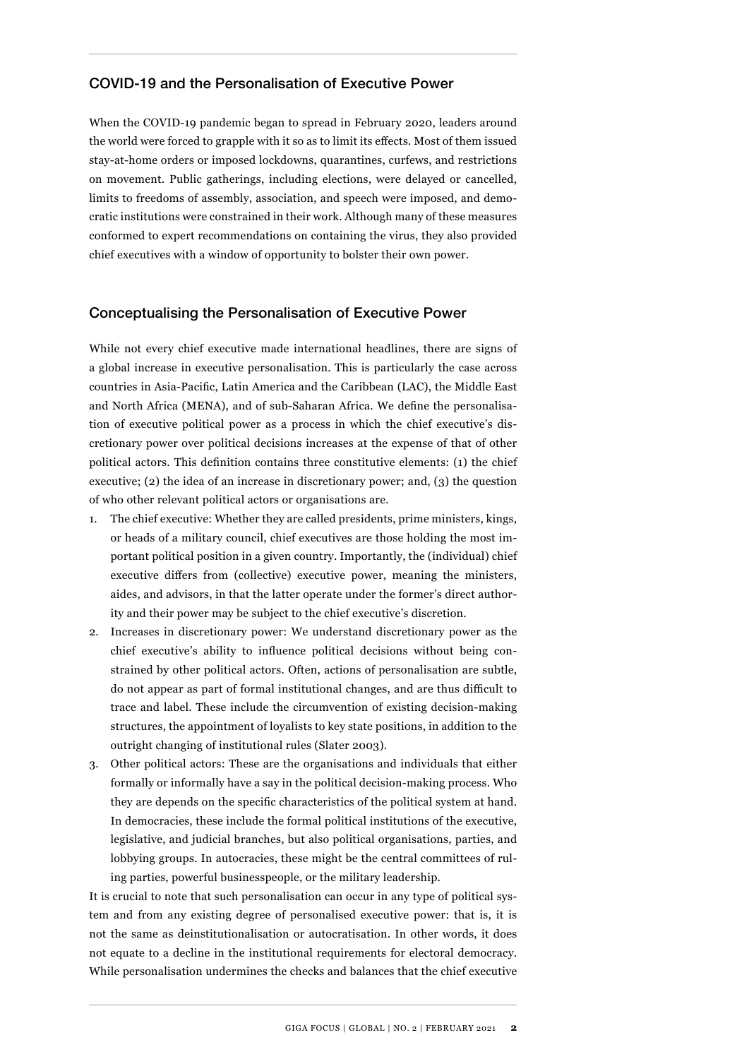## COVID-19 and the Personalisation of Executive Power

When the COVID-19 pandemic began to spread in February 2020, leaders around the world were forced to grapple with it so as to limit its effects. Most of them issued stay-at-home orders or imposed lockdowns, quarantines, curfews, and restrictions on movement. Public gatherings, including elections, were delayed or cancelled, limits to freedoms of assembly, association, and speech were imposed, and democratic institutions were constrained in their work. Although many of these measures conformed to expert recommendations on containing the virus, they also provided chief executives with a window of opportunity to bolster their own power.

## Conceptualising the Personalisation of Executive Power

While not every chief executive made international headlines, there are signs of a global increase in executive personalisation. This is particularly the case across countries in Asia-Pacific, Latin America and the Caribbean (LAC), the Middle East and North Africa (MENA), and of sub-Saharan Africa. We define the personalisation of executive political power as a process in which the chief executive's discretionary power over political decisions increases at the expense of that of other political actors. This definition contains three constitutive elements: (1) the chief executive; (2) the idea of an increase in discretionary power; and, (3) the question of who other relevant political actors or organisations are.

1. The chief executive: Whether they are called presidents, prime ministers, kings, or heads of a military council, chief executives are those holding the most important political position in a given country. Importantly, the (individual) chief executive differs from (collective) executive power, meaning the ministers, aides, and advisors, in that the latter operate under the former's direct authority and their power may be subject to the chief executive's discretion.
2. Increases in discretionary power: We understand discretionary power as the chief executive's ability to influence political decisions without being constrained by other political actors. Often, actions of personalisation are subtle, do not appear as part of formal institutional changes, and are thus difficult to trace and label. These include the circumvention of existing decision-making structures, the appointment of loyalists to key state positions, in addition to the outright changing of institutional rules (Slater 2003).
3. Other political actors: These are the organisations and individuals that either formally or informally have a say in the political decision-making process. Who they are depends on the specific characteristics of the political system at hand. In democracies, these include the formal political institutions of the executive, legislative, and judicial branches, but also political organisations, parties, and lobbying groups. In autocracies, these might be the central committees of ruling parties, powerful businesspeople, or the military leadership.

It is crucial to note that such personalisation can occur in any type of political system and from any existing degree of personalised executive power: that is, it is not the same as deinstitutionalisation or autocratisation. In other words, it does not equate to a decline in the institutional requirements for electoral democracy. While personalisation undermines the checks and balances that the chief executive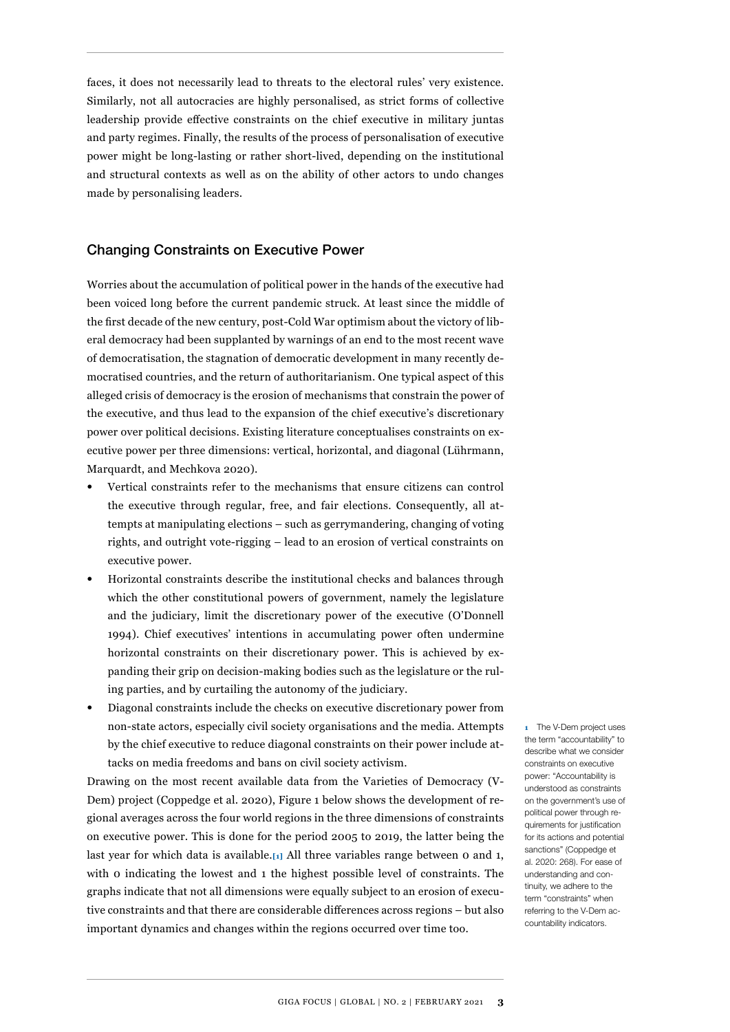faces, it does not necessarily lead to threats to the electoral rules' very existence. Similarly, not all autocracies are highly personalised, as strict forms of collective leadership provide effective constraints on the chief executive in military juntas and party regimes. Finally, the results of the process of personalisation of executive power might be long-lasting or rather short-lived, depending on the institutional and structural contexts as well as on the ability of other actors to undo changes made by personalising leaders.

## Changing Constraints on Executive Power

Worries about the accumulation of political power in the hands of the executive had been voiced long before the current pandemic struck. At least since the middle of the first decade of the new century, post-Cold War optimism about the victory of liberal democracy had been supplanted by warnings of an end to the most recent wave of democratisation, the stagnation of democratic development in many recently democratised countries, and the return of authoritarianism. One typical aspect of this alleged crisis of democracy is the erosion of mechanisms that constrain the power of the executive, and thus lead to the expansion of the chief executive's discretionary power over political decisions. Existing literature conceptualises constraints on executive power per three dimensions: vertical, horizontal, and diagonal (Lührmann, Marquardt, and Mechkova 2020).

- Vertical constraints refer to the mechanisms that ensure citizens can control the executive through regular, free, and fair elections. Consequently, all attempts at manipulating elections – such as gerrymandering, changing of voting rights, and outright vote-rigging – lead to an erosion of vertical constraints on executive power.
- Horizontal constraints describe the institutional checks and balances through which the other constitutional powers of government, namely the legislature and the judiciary, limit the discretionary power of the executive (O'Donnell 1994). Chief executives' intentions in accumulating power often undermine horizontal constraints on their discretionary power. This is achieved by expanding their grip on decision-making bodies such as the legislature or the ruling parties, and by curtailing the autonomy of the judiciary.
- Diagonal constraints include the checks on executive discretionary power from non-state actors, especially civil society organisations and the media. Attempts by the chief executive to reduce diagonal constraints on their power include attacks on media freedoms and bans on civil society activism.

Drawing on the most recent available data from the Varieties of Democracy (V-Dem) project (Coppedge et al. 2020), Figure 1 below shows the development of regional averages across the four world regions in the three dimensions of constraints on executive power. This is done for the period 2005 to 2019, the latter being the last year for which data is available.[1] All three variables range between 0 and 1, with 0 indicating the lowest and 1 the highest possible level of constraints. The graphs indicate that not all dimensions were equally subject to an erosion of executive constraints and that there are considerable differences across regions – but also important dynamics and changes within the regions occurred over time too.

[1] The V-Dem project uses the term "accountability" to describe what we consider constraints on executive power: "Accountability is understood as constraints on the government's use of political power through requirements for justification for its actions and potential sanctions" (Coppedge et al. 2020: 268). For ease of understanding and continuity, we adhere to the term "constraints" when referring to the V-Dem accountability indicators.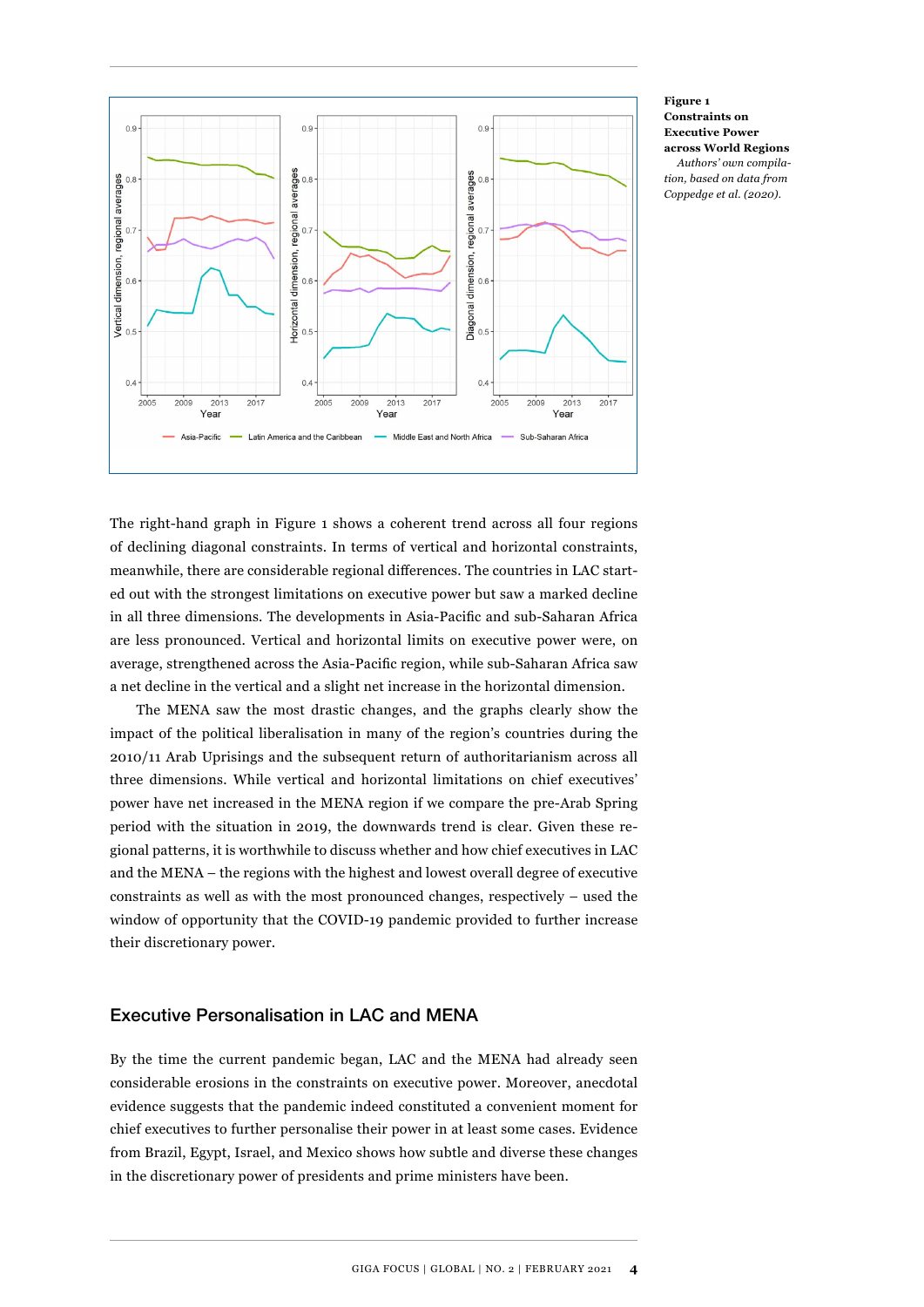**Figure 1**
**Constraints on Executive Power across World Regions**
*Authors' own compilation, based on data from Coppedge et al. (2020).*

The right-hand graph in Figure 1 shows a coherent trend across all four regions of declining diagonal constraints. In terms of vertical and horizontal constraints, meanwhile, there are considerable regional differences. The countries in LAC started out with the strongest limitations on executive power but saw a marked decline in all three dimensions. The developments in Asia-Pacific and sub-Saharan Africa are less pronounced. Vertical and horizontal limits on executive power were, on average, strengthened across the Asia-Pacific region, while sub-Saharan Africa saw a net decline in the vertical and a slight net increase in the horizontal dimension.

The MENA saw the most drastic changes, and the graphs clearly show the impact of the political liberalisation in many of the region's countries during the 2010/11 Arab Uprisings and the subsequent return of authoritarianism across all three dimensions. While vertical and horizontal limitations on chief executives' power have net increased in the MENA region if we compare the pre-Arab Spring period with the situation in 2019, the downwards trend is clear. Given these regional patterns, it is worthwhile to discuss whether and how chief executives in LAC and the MENA – the regions with the highest and lowest overall degree of executive constraints as well as with the most pronounced changes, respectively – used the window of opportunity that the COVID-19 pandemic provided to further increase their discretionary power.

## Executive Personalisation in LAC and MENA

By the time the current pandemic began, LAC and the MENA had already seen considerable erosions in the constraints on executive power. Moreover, anecdotal evidence suggests that the pandemic indeed constituted a convenient moment for chief executives to further personalise their power in at least some cases. Evidence from Brazil, Egypt, Israel, and Mexico shows how subtle and diverse these changes in the discretionary power of presidents and prime ministers have been.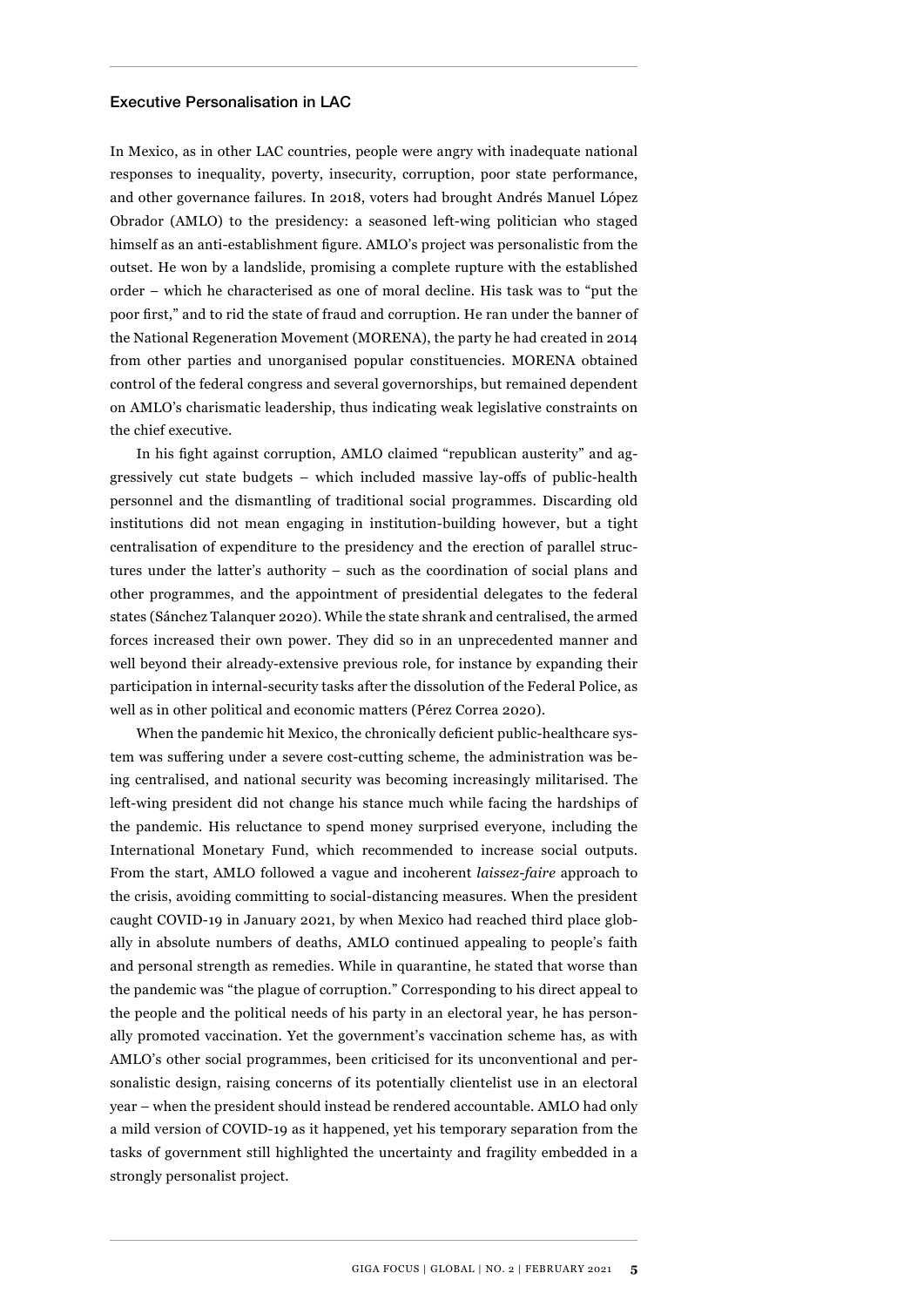## Executive Personalisation in LAC

In Mexico, as in other LAC countries, people were angry with inadequate national responses to inequality, poverty, insecurity, corruption, poor state performance, and other governance failures. In 2018, voters had brought Andrés Manuel López Obrador (AMLO) to the presidency: a seasoned left-wing politician who staged himself as an anti-establishment figure. AMLO's project was personalistic from the outset. He won by a landslide, promising a complete rupture with the established order – which he characterised as one of moral decline. His task was to "put the poor first," and to rid the state of fraud and corruption. He ran under the banner of the National Regeneration Movement (MORENA), the party he had created in 2014 from other parties and unorganised popular constituencies. MORENA obtained control of the federal congress and several governorships, but remained dependent on AMLO's charismatic leadership, thus indicating weak legislative constraints on the chief executive.

In his fight against corruption, AMLO claimed "republican austerity" and aggressively cut state budgets – which included massive lay-offs of public-health personnel and the dismantling of traditional social programmes. Discarding old institutions did not mean engaging in institution-building however, but a tight centralisation of expenditure to the presidency and the erection of parallel structures under the latter's authority – such as the coordination of social plans and other programmes, and the appointment of presidential delegates to the federal states (Sánchez Talanquer 2020). While the state shrank and centralised, the armed forces increased their own power. They did so in an unprecedented manner and well beyond their already-extensive previous role, for instance by expanding their participation in internal-security tasks after the dissolution of the Federal Police, as well as in other political and economic matters (Pérez Correa 2020).

When the pandemic hit Mexico, the chronically deficient public-healthcare system was suffering under a severe cost-cutting scheme, the administration was being centralised, and national security was becoming increasingly militarised. The left-wing president did not change his stance much while facing the hardships of the pandemic. His reluctance to spend money surprised everyone, including the International Monetary Fund, which recommended to increase social outputs. From the start, AMLO followed a vague and incoherent *laissez-faire* approach to the crisis, avoiding committing to social-distancing measures. When the president caught COVID-19 in January 2021, by when Mexico had reached third place globally in absolute numbers of deaths, AMLO continued appealing to people's faith and personal strength as remedies. While in quarantine, he stated that worse than the pandemic was "the plague of corruption." Corresponding to his direct appeal to the people and the political needs of his party in an electoral year, he has personally promoted vaccination. Yet the government's vaccination scheme has, as with AMLO's other social programmes, been criticised for its unconventional and personalistic design, raising concerns of its potentially clientelist use in an electoral year – when the president should instead be rendered accountable. AMLO had only a mild version of COVID-19 as it happened, yet his temporary separation from the tasks of government still highlighted the uncertainty and fragility embedded in a strongly personalist project.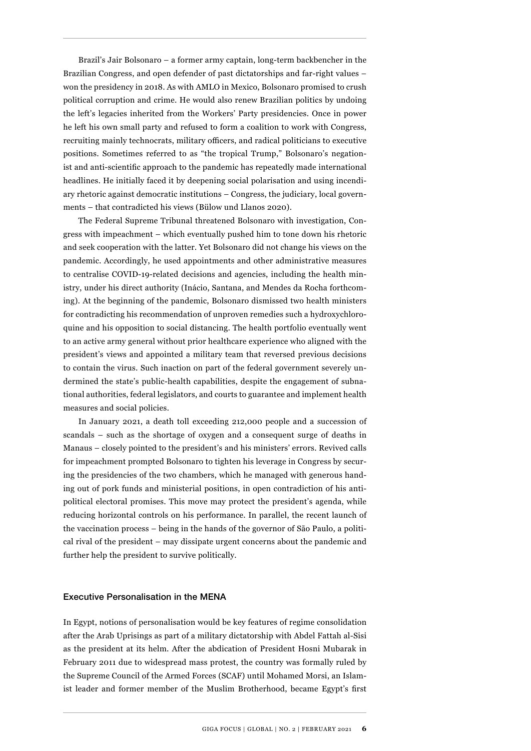Brazil's Jair Bolsonaro – a former army captain, long-term backbencher in the Brazilian Congress, and open defender of past dictatorships and far-right values – won the presidency in 2018. As with AMLO in Mexico, Bolsonaro promised to crush political corruption and crime. He would also renew Brazilian politics by undoing the left's legacies inherited from the Workers' Party presidencies. Once in power he left his own small party and refused to form a coalition to work with Congress, recruiting mainly technocrats, military officers, and radical politicians to executive positions. Sometimes referred to as "the tropical Trump," Bolsonaro's negationist and anti-scientific approach to the pandemic has repeatedly made international headlines. He initially faced it by deepening social polarisation and using incendiary rhetoric against democratic institutions – Congress, the judiciary, local governments – that contradicted his views (Bülow und Llanos 2020).

The Federal Supreme Tribunal threatened Bolsonaro with investigation, Congress with impeachment – which eventually pushed him to tone down his rhetoric and seek cooperation with the latter. Yet Bolsonaro did not change his views on the pandemic. Accordingly, he used appointments and other administrative measures to centralise COVID-19-related decisions and agencies, including the health ministry, under his direct authority (Inácio, Santana, and Mendes da Rocha forthcoming). At the beginning of the pandemic, Bolsonaro dismissed two health ministers for contradicting his recommendation of unproven remedies such a hydroxychloroquine and his opposition to social distancing. The health portfolio eventually went to an active army general without prior healthcare experience who aligned with the president's views and appointed a military team that reversed previous decisions to contain the virus. Such inaction on part of the federal government severely undermined the state's public-health capabilities, despite the engagement of subnational authorities, federal legislators, and courts to guarantee and implement health measures and social policies.

In January 2021, a death toll exceeding 212,000 people and a succession of scandals – such as the shortage of oxygen and a consequent surge of deaths in Manaus – closely pointed to the president's and his ministers' errors. Revived calls for impeachment prompted Bolsonaro to tighten his leverage in Congress by securing the presidencies of the two chambers, which he managed with generous handing out of pork funds and ministerial positions, in open contradiction of his anti-political electoral promises. This move may protect the president's agenda, while reducing horizontal controls on his performance. In parallel, the recent launch of the vaccination process – being in the hands of the governor of São Paulo, a political rival of the president – may dissipate urgent concerns about the pandemic and further help the president to survive politically.

## Executive Personalisation in the MENA

In Egypt, notions of personalisation would be key features of regime consolidation after the Arab Uprisings as part of a military dictatorship with Abdel Fattah al-Sisi as the president at its helm. After the abdication of President Hosni Mubarak in February 2011 due to widespread mass protest, the country was formally ruled by the Supreme Council of the Armed Forces (SCAF) until Mohamed Morsi, an Islamist leader and former member of the Muslim Brotherhood, became Egypt's first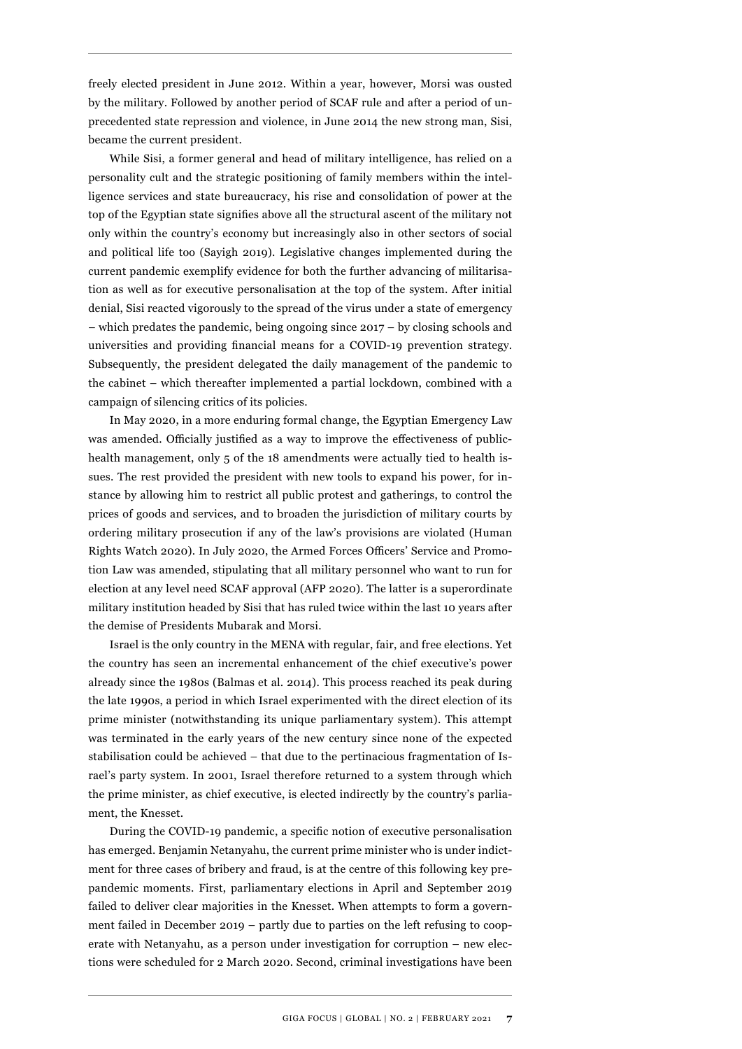freely elected president in June 2012. Within a year, however, Morsi was ousted by the military. Followed by another period of SCAF rule and after a period of unprecedented state repression and violence, in June 2014 the new strong man, Sisi, became the current president.

While Sisi, a former general and head of military intelligence, has relied on a personality cult and the strategic positioning of family members within the intelligence services and state bureaucracy, his rise and consolidation of power at the top of the Egyptian state signifies above all the structural ascent of the military not only within the country's economy but increasingly also in other sectors of social and political life too (Sayigh 2019). Legislative changes implemented during the current pandemic exemplify evidence for both the further advancing of militarisation as well as for executive personalisation at the top of the system. After initial denial, Sisi reacted vigorously to the spread of the virus under a state of emergency – which predates the pandemic, being ongoing since 2017 – by closing schools and universities and providing financial means for a COVID-19 prevention strategy. Subsequently, the president delegated the daily management of the pandemic to the cabinet – which thereafter implemented a partial lockdown, combined with a campaign of silencing critics of its policies.

In May 2020, in a more enduring formal change, the Egyptian Emergency Law was amended. Officially justified as a way to improve the effectiveness of public-health management, only 5 of the 18 amendments were actually tied to health issues. The rest provided the president with new tools to expand his power, for instance by allowing him to restrict all public protest and gatherings, to control the prices of goods and services, and to broaden the jurisdiction of military courts by ordering military prosecution if any of the law's provisions are violated (Human Rights Watch 2020). In July 2020, the Armed Forces Officers' Service and Promotion Law was amended, stipulating that all military personnel who want to run for election at any level need SCAF approval (AFP 2020). The latter is a superordinate military institution headed by Sisi that has ruled twice within the last 10 years after the demise of Presidents Mubarak and Morsi.

Israel is the only country in the MENA with regular, fair, and free elections. Yet the country has seen an incremental enhancement of the chief executive's power already since the 1980s (Balmas et al. 2014). This process reached its peak during the late 1990s, a period in which Israel experimented with the direct election of its prime minister (notwithstanding its unique parliamentary system). This attempt was terminated in the early years of the new century since none of the expected stabilisation could be achieved – that due to the pertinacious fragmentation of Israel's party system. In 2001, Israel therefore returned to a system through which the prime minister, as chief executive, is elected indirectly by the country's parliament, the Knesset.

During the COVID-19 pandemic, a specific notion of executive personalisation has emerged. Benjamin Netanyahu, the current prime minister who is under indictment for three cases of bribery and fraud, is at the centre of this following key pre-pandemic moments. First, parliamentary elections in April and September 2019 failed to deliver clear majorities in the Knesset. When attempts to form a government failed in December 2019 – partly due to parties on the left refusing to cooperate with Netanyahu, as a person under investigation for corruption – new elections were scheduled for 2 March 2020. Second, criminal investigations have been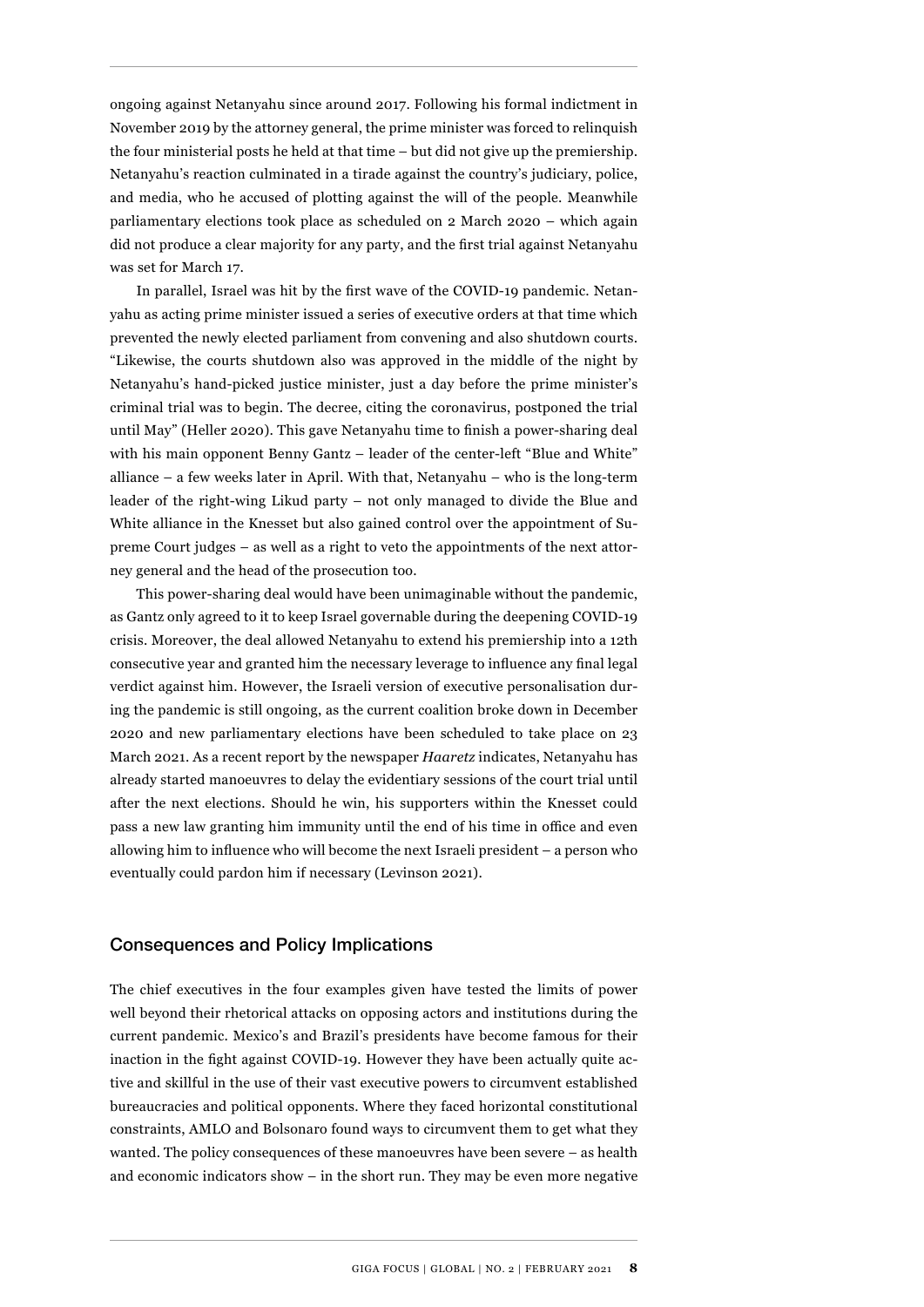ongoing against Netanyahu since around 2017. Following his formal indictment in November 2019 by the attorney general, the prime minister was forced to relinquish the four ministerial posts he held at that time – but did not give up the premiership. Netanyahu's reaction culminated in a tirade against the country's judiciary, police, and media, who he accused of plotting against the will of the people. Meanwhile parliamentary elections took place as scheduled on 2 March 2020 – which again did not produce a clear majority for any party, and the first trial against Netanyahu was set for March 17.

In parallel, Israel was hit by the first wave of the COVID-19 pandemic. Netanyahu as acting prime minister issued a series of executive orders at that time which prevented the newly elected parliament from convening and also shutdown courts. "Likewise, the courts shutdown also was approved in the middle of the night by Netanyahu's hand-picked justice minister, just a day before the prime minister's criminal trial was to begin. The decree, citing the coronavirus, postponed the trial until May" (Heller 2020). This gave Netanyahu time to finish a power-sharing deal with his main opponent Benny Gantz – leader of the center-left "Blue and White" alliance – a few weeks later in April. With that, Netanyahu – who is the long-term leader of the right-wing Likud party – not only managed to divide the Blue and White alliance in the Knesset but also gained control over the appointment of Supreme Court judges – as well as a right to veto the appointments of the next attorney general and the head of the prosecution too.

This power-sharing deal would have been unimaginable without the pandemic, as Gantz only agreed to it to keep Israel governable during the deepening COVID-19 crisis. Moreover, the deal allowed Netanyahu to extend his premiership into a 12th consecutive year and granted him the necessary leverage to influence any final legal verdict against him. However, the Israeli version of executive personalisation during the pandemic is still ongoing, as the current coalition broke down in December 2020 and new parliamentary elections have been scheduled to take place on 23 March 2021. As a recent report by the newspaper *Haaretz* indicates, Netanyahu has already started manoeuvres to delay the evidentiary sessions of the court trial until after the next elections. Should he win, his supporters within the Knesset could pass a new law granting him immunity until the end of his time in office and even allowing him to influence who will become the next Israeli president – a person who eventually could pardon him if necessary (Levinson 2021).

## Consequences and Policy Implications

The chief executives in the four examples given have tested the limits of power well beyond their rhetorical attacks on opposing actors and institutions during the current pandemic. Mexico's and Brazil's presidents have become famous for their inaction in the fight against COVID-19. However they have been actually quite active and skillful in the use of their vast executive powers to circumvent established bureaucracies and political opponents. Where they faced horizontal constitutional constraints, AMLO and Bolsonaro found ways to circumvent them to get what they wanted. The policy consequences of these manoeuvres have been severe – as health and economic indicators show – in the short run. They may be even more negative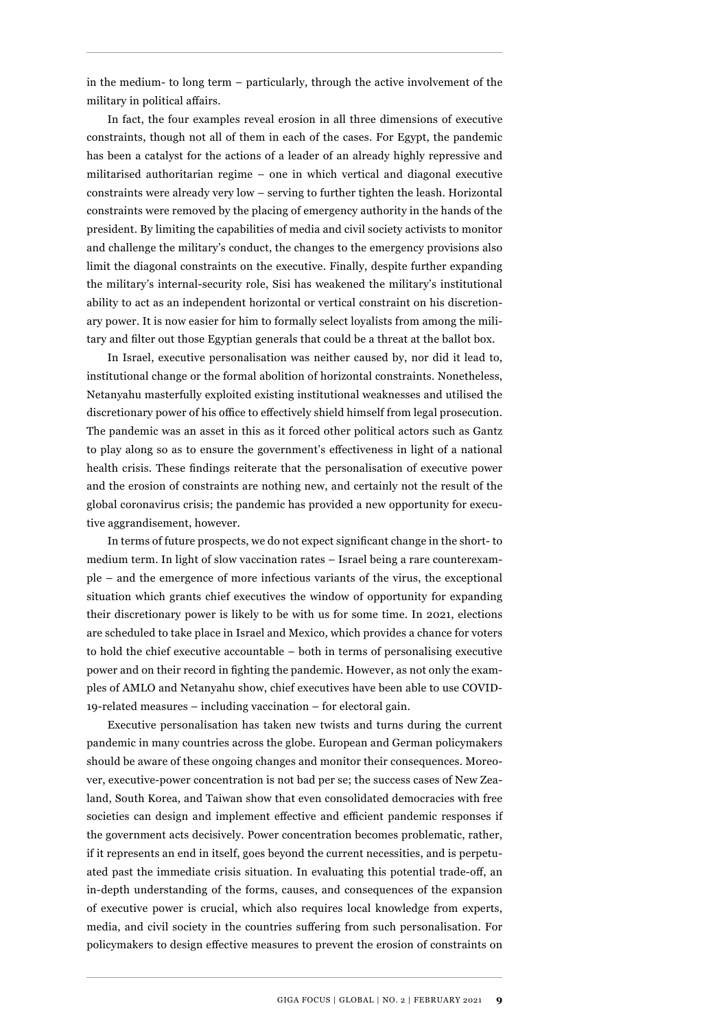in the medium- to long term – particularly, through the active involvement of the military in political affairs.

In fact, the four examples reveal erosion in all three dimensions of executive constraints, though not all of them in each of the cases. For Egypt, the pandemic has been a catalyst for the actions of a leader of an already highly repressive and militarised authoritarian regime – one in which vertical and diagonal executive constraints were already very low – serving to further tighten the leash. Horizontal constraints were removed by the placing of emergency authority in the hands of the president. By limiting the capabilities of media and civil society activists to monitor and challenge the military's conduct, the changes to the emergency provisions also limit the diagonal constraints on the executive. Finally, despite further expanding the military's internal-security role, Sisi has weakened the military's institutional ability to act as an independent horizontal or vertical constraint on his discretionary power. It is now easier for him to formally select loyalists from among the military and filter out those Egyptian generals that could be a threat at the ballot box.

In Israel, executive personalisation was neither caused by, nor did it lead to, institutional change or the formal abolition of horizontal constraints. Nonetheless, Netanyahu masterfully exploited existing institutional weaknesses and utilised the discretionary power of his office to effectively shield himself from legal prosecution. The pandemic was an asset in this as it forced other political actors such as Gantz to play along so as to ensure the government's effectiveness in light of a national health crisis. These findings reiterate that the personalisation of executive power and the erosion of constraints are nothing new, and certainly not the result of the global coronavirus crisis; the pandemic has provided a new opportunity for executive aggrandisement, however.

In terms of future prospects, we do not expect significant change in the short- to medium term. In light of slow vaccination rates – Israel being a rare counterexample – and the emergence of more infectious variants of the virus, the exceptional situation which grants chief executives the window of opportunity for expanding their discretionary power is likely to be with us for some time. In 2021, elections are scheduled to take place in Israel and Mexico, which provides a chance for voters to hold the chief executive accountable – both in terms of personalising executive power and on their record in fighting the pandemic. However, as not only the examples of AMLO and Netanyahu show, chief executives have been able to use COVID-19-related measures – including vaccination – for electoral gain.

Executive personalisation has taken new twists and turns during the current pandemic in many countries across the globe. European and German policymakers should be aware of these ongoing changes and monitor their consequences. Moreover, executive-power concentration is not bad per se; the success cases of New Zealand, South Korea, and Taiwan show that even consolidated democracies with free societies can design and implement effective and efficient pandemic responses if the government acts decisively. Power concentration becomes problematic, rather, if it represents an end in itself, goes beyond the current necessities, and is perpetuated past the immediate crisis situation. In evaluating this potential trade-off, an in-depth understanding of the forms, causes, and consequences of the expansion of executive power is crucial, which also requires local knowledge from experts, media, and civil society in the countries suffering from such personalisation. For policymakers to design effective measures to prevent the erosion of constraints on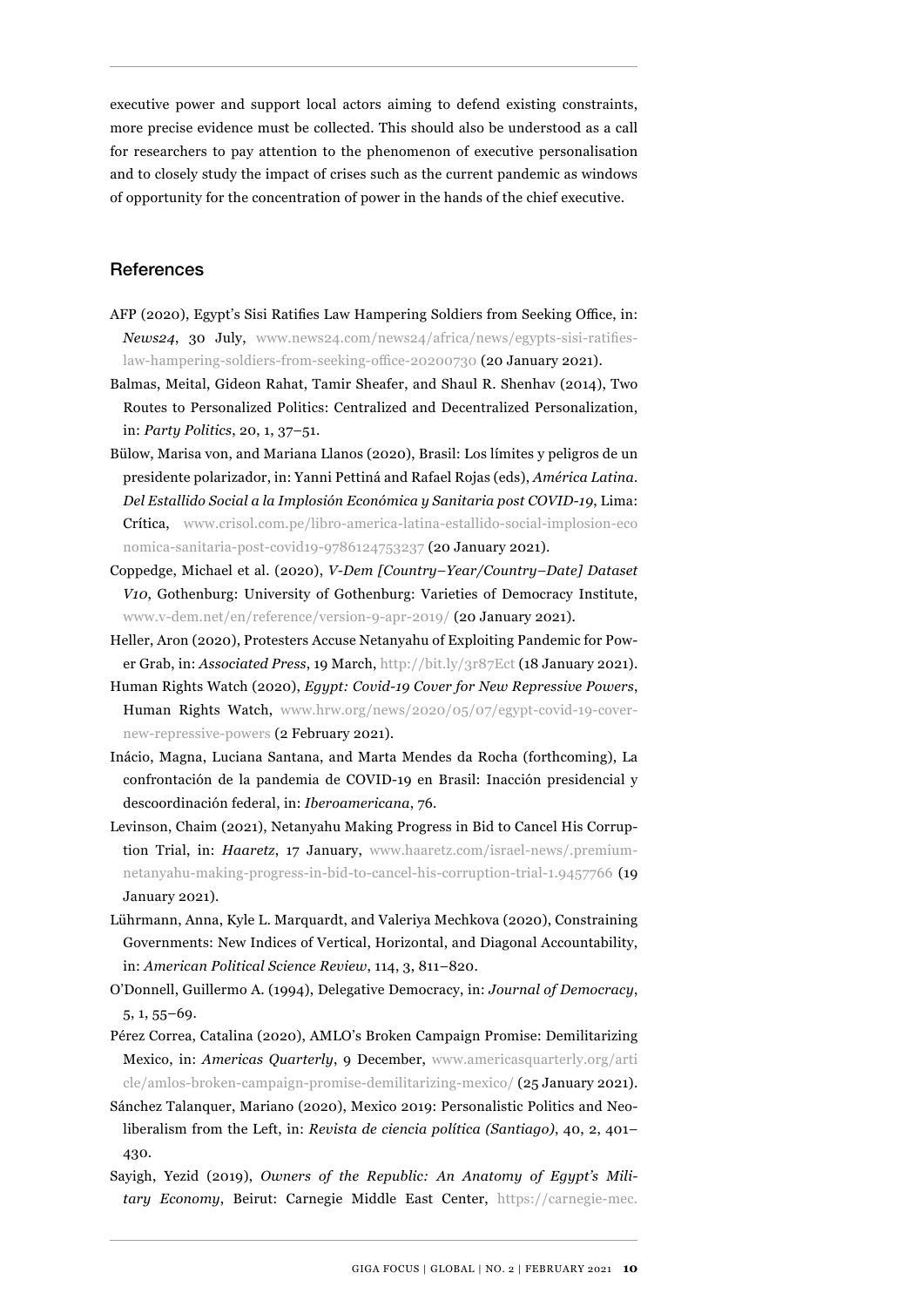executive power and support local actors aiming to defend existing constraints, more precise evidence must be collected. This should also be understood as a call for researchers to pay attention to the phenomenon of executive personalisation and to closely study the impact of crises such as the current pandemic as windows of opportunity for the concentration of power in the hands of the chief executive.

## References

AFP (2020), Egypt's Sisi Ratifies Law Hampering Soldiers from Seeking Office, in: *News24*, 30 July, www.news24.com/news24/africa/news/egypts-sisi-ratifies-law-hampering-soldiers-from-seeking-office-20200730 (20 January 2021).

Balmas, Meital, Gideon Rahat, Tamir Sheafer, and Shaul R. Shenhav (2014), Two Routes to Personalized Politics: Centralized and Decentralized Personalization, in: *Party Politics*, 20, 1, 37–51.

Bülow, Marisa von, and Mariana Llanos (2020), Brasil: Los límites y peligros de un presidente polarizador, in: Yanni Pettiná and Rafael Rojas (eds), *América Latina. Del Estallido Social a la Implosión Económica y Sanitaria post COVID-19*, Lima: Crítica, www.crisol.com.pe/libro-america-latina-estallido-social-implosion-economica-sanitaria-post-covid19-9786124753237 (20 January 2021).

Coppedge, Michael et al. (2020), *V-Dem [Country–Year/Country–Date] Dataset V10*, Gothenburg: University of Gothenburg: Varieties of Democracy Institute, www.v-dem.net/en/reference/version-9-apr-2019/ (20 January 2021).

Heller, Aron (2020), Protesters Accuse Netanyahu of Exploiting Pandemic for Power Grab, in: *Associated Press*, 19 March, http://bit.ly/3r87Ect (18 January 2021).

Human Rights Watch (2020), *Egypt: Covid-19 Cover for New Repressive Powers*, Human Rights Watch, www.hrw.org/news/2020/05/07/egypt-covid-19-cover-new-repressive-powers (2 February 2021).

Inácio, Magna, Luciana Santana, and Marta Mendes da Rocha (forthcoming), La confrontación de la pandemia de COVID-19 en Brasil: Inacción presidencial y descoordinación federal, in: *Iberoamericana*, 76.

Levinson, Chaim (2021), Netanyahu Making Progress in Bid to Cancel His Corruption Trial, in: *Haaretz*, 17 January, www.haaretz.com/israel-news/.premium-netanyahu-making-progress-in-bid-to-cancel-his-corruption-trial-1.9457766 (19 January 2021).

Lührmann, Anna, Kyle L. Marquardt, and Valeriya Mechkova (2020), Constraining Governments: New Indices of Vertical, Horizontal, and Diagonal Accountability, in: *American Political Science Review*, 114, 3, 811–820.

O'Donnell, Guillermo A. (1994), Delegative Democracy, in: *Journal of Democracy*, 5, 1, 55–69.

Pérez Correa, Catalina (2020), AMLO's Broken Campaign Promise: Demilitarizing Mexico, in: *Americas Quarterly*, 9 December, www.americasquarterly.org/article/amlos-broken-campaign-promise-demilitarizing-mexico/ (25 January 2021).

Sánchez Talanquer, Mariano (2020), Mexico 2019: Personalistic Politics and Neoliberalism from the Left, in: *Revista de ciencia política (Santiago)*, 40, 2, 401–430.

Sayigh, Yezid (2019), *Owners of the Republic: An Anatomy of Egypt's Military Economy*, Beirut: Carnegie Middle East Center, https://carnegie-mec.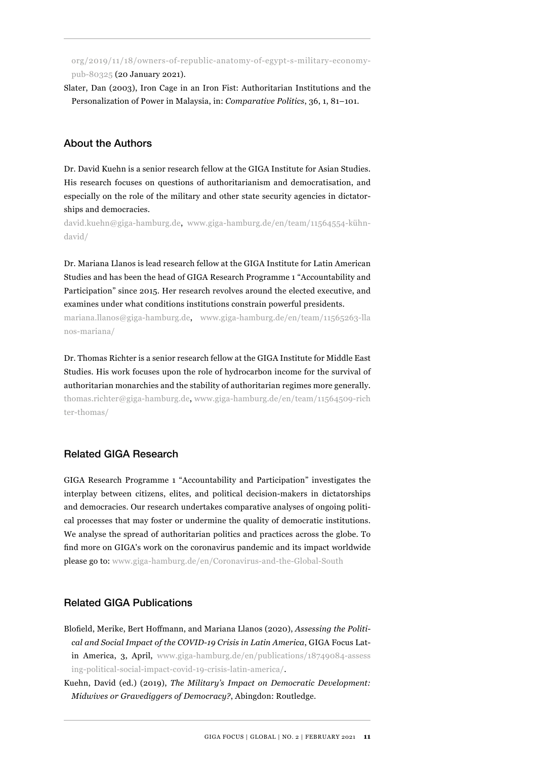org/2019/11/18/owners-of-republic-anatomy-of-egypt-s-military-economy-pub-80325 (20 January 2021).

Slater, Dan (2003), Iron Cage in an Iron Fist: Authoritarian Institutions and the Personalization of Power in Malaysia, in: *Comparative Politics*, 36, 1, 81–101.

## About the Authors

Dr. David Kuehn is a senior research fellow at the GIGA Institute for Asian Studies. His research focuses on questions of authoritarianism and democratisation, and especially on the role of the military and other state security agencies in dictatorships and democracies.

david.kuehn@giga-hamburg.de, www.giga-hamburg.de/en/team/11564554-kühn-david/

Dr. Mariana Llanos is lead research fellow at the GIGA Institute for Latin American Studies and has been the head of GIGA Research Programme 1 "Accountability and Participation" since 2015. Her research revolves around the elected executive, and examines under what conditions institutions constrain powerful presidents.

mariana.llanos@giga-hamburg.de, www.giga-hamburg.de/en/team/11565263-llanos-mariana/

Dr. Thomas Richter is a senior research fellow at the GIGA Institute for Middle East Studies. His work focuses upon the role of hydrocarbon income for the survival of authoritarian monarchies and the stability of authoritarian regimes more generally.

thomas.richter@giga-hamburg.de, www.giga-hamburg.de/en/team/11564509-richter-thomas/

## Related GIGA Research

GIGA Research Programme 1 "Accountability and Participation" investigates the interplay between citizens, elites, and political decision-makers in dictatorships and democracies. Our research undertakes comparative analyses of ongoing political processes that may foster or undermine the quality of democratic institutions. We analyse the spread of authoritarian politics and practices across the globe. To find more on GIGA's work on the coronavirus pandemic and its impact worldwide please go to: www.giga-hamburg.de/en/Coronavirus-and-the-Global-South

## Related GIGA Publications

Blofield, Merike, Bert Hoffmann, and Mariana Llanos (2020), *Assessing the Political and Social Impact of the COVID-19 Crisis in Latin America*, GIGA Focus Latin America, 3, April, www.giga-hamburg.de/en/publications/18749084-assessing-political-social-impact-covid-19-crisis-latin-america/.

Kuehn, David (ed.) (2019), *The Military's Impact on Democratic Development: Midwives or Gravediggers of Democracy?*, Abingdon: Routledge.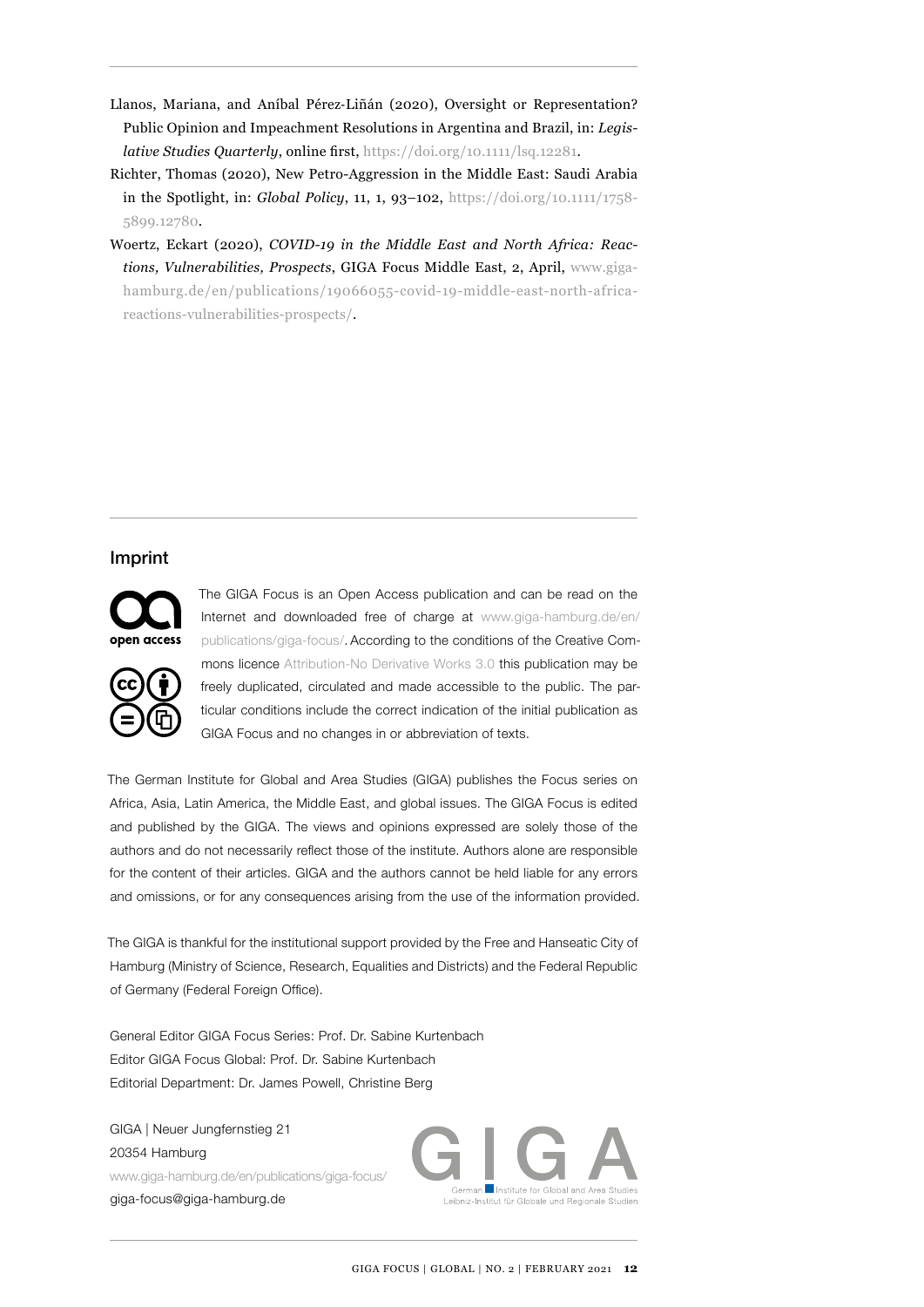Llanos, Mariana, and Aníbal Pérez-Liñán (2020), Oversight or Representation? Public Opinion and Impeachment Resolutions in Argentina and Brazil, in: *Legislative Studies Quarterly*, online first, https://doi.org/10.1111/lsq.12281.

Richter, Thomas (2020), New Petro-Aggression in the Middle East: Saudi Arabia in the Spotlight, in: *Global Policy*, 11, 1, 93–102, https://doi.org/10.1111/1758-5899.12780.

Woertz, Eckart (2020), *COVID-19 in the Middle East and North Africa: Reactions, Vulnerabilities, Prospects*, GIGA Focus Middle East, 2, April, www.giga-hamburg.de/en/publications/19066055-covid-19-middle-east-north-africa-reactions-vulnerabilities-prospects/.

## Imprint

The GIGA Focus is an Open Access publication and can be read on the Internet and downloaded free of charge at www.giga-hamburg.de/en/publications/giga-focus/. According to the conditions of the Creative Commons licence Attribution-No Derivative Works 3.0 this publication may be freely duplicated, circulated and made accessible to the public. The particular conditions include the correct indication of the initial publication as GIGA Focus and no changes in or abbreviation of texts.

The German Institute for Global and Area Studies (GIGA) publishes the Focus series on Africa, Asia, Latin America, the Middle East, and global issues. The GIGA Focus is edited and published by the GIGA. The views and opinions expressed are solely those of the authors and do not necessarily reflect those of the institute. Authors alone are responsible for the content of their articles. GIGA and the authors cannot be held liable for any errors and omissions, or for any consequences arising from the use of the information provided.

The GIGA is thankful for the institutional support provided by the Free and Hanseatic City of Hamburg (Ministry of Science, Research, Equalities and Districts) and the Federal Republic of Germany (Federal Foreign Office).

General Editor GIGA Focus Series: Prof. Dr. Sabine Kurtenbach
Editor GIGA Focus Global: Prof. Dr. Sabine Kurtenbach
Editorial Department: Dr. James Powell, Christine Berg

GIGA | Neuer Jungfernstieg 21
20354 Hamburg
www.giga-hamburg.de/en/publications/giga-focus/
giga-focus@giga-hamburg.de